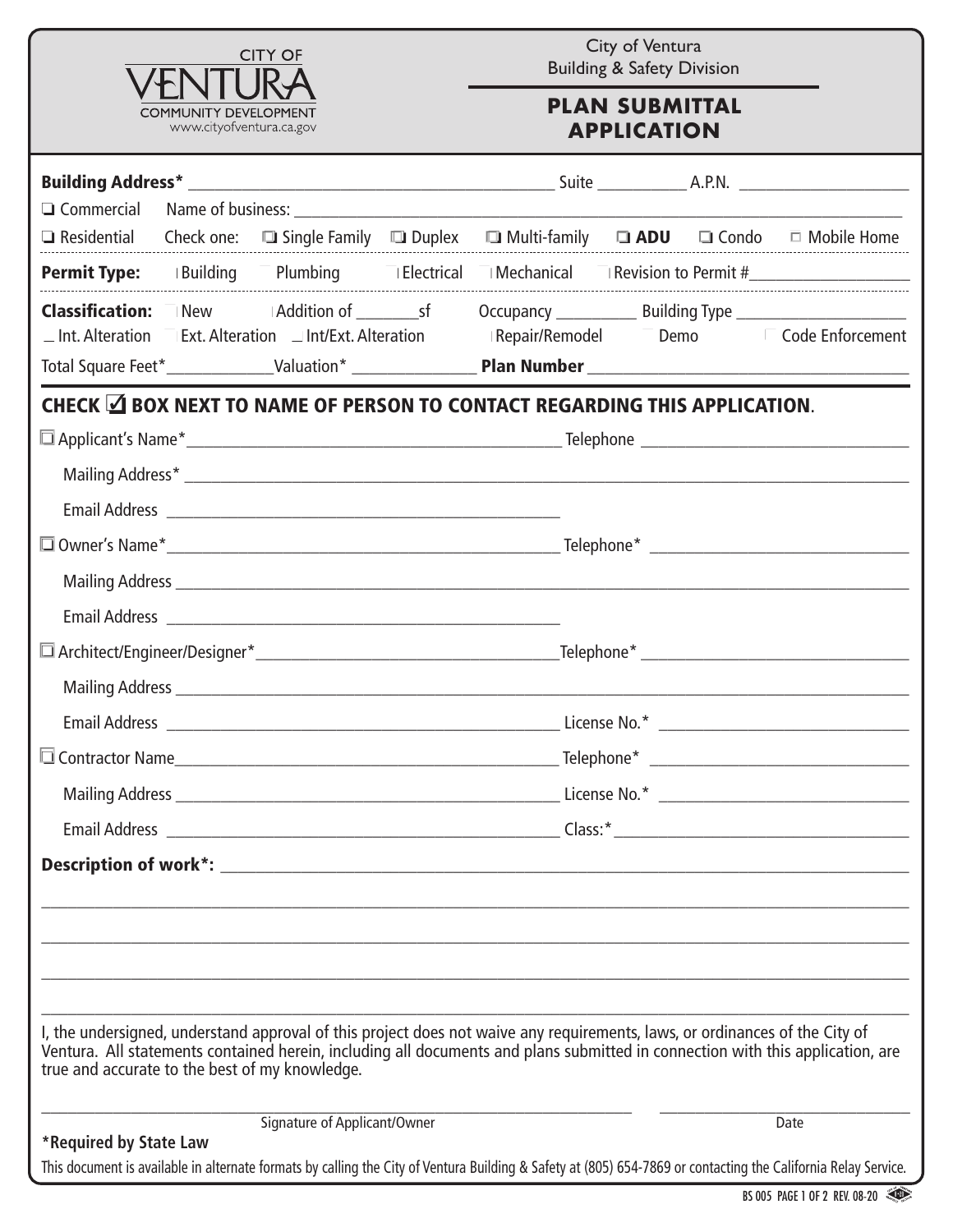CITY OF
# VENTURA
COMMUNITY DEVELOPMENT
www.cityofventura.ca.gov

City of Ventura
Building & Safety Division

## PLAN SUBMITTAL APPLICATION

**Building Address*** ____________________ Suite __________ A.P.N. __________________

❑ Commercial Name of business: ______________________________________________

❑ Residential Check one: ❑ Single Family ❑ Duplex ❑ Multi-family ❑ **ADU** ❑ Condo ☐ Mobile Home

**Permit Type:** ☐ Building ☐ Plumbing ☐ Electrical ☐ Mechanical ☐ Revision to Permit #__________________

**Classification:** ☐ New ☐ Addition of _______sf Occupancy _________ Building Type ___________________

☐ Int. Alteration ☐ Ext. Alteration ☐ Int/Ext. Alteration ☐ Repair/Remodel ☐ Demo ☐ Code Enforcement

Total Square Feet*____________Valuation* ______________ **Plan Number** ______________________________

### CHECK ☑ BOX NEXT TO NAME OF PERSON TO CONTACT REGARDING THIS APPLICATION.

☐ Applicant's Name*__________________________________________ Telephone ______________________________

Mailing Address* ____________________________________________________________________________________

Email Address ______________________________________________

☐ Owner's Name*_____________________________________________ Telephone* _____________________________

Mailing Address _____________________________________________________________________________________

Email Address ______________________________________________

☐ Architect/Engineer/Designer*_________________________________Telephone* _____________________________

Mailing Address _____________________________________________________________________________________

Email Address _______________________________________________ License No.* ____________________________

☐ Contractor Name____________________________________________ Telephone* _____________________________

Mailing Address ______________________________________________ License No.* ____________________________

Email Address ________________________________________________ Class:*__________________________________

**Description of work*:** ______________________________________________________________________________

______________________________________________________________________________________________________

______________________________________________________________________________________________________

______________________________________________________________________________________________________

______________________________________________________________________________________________________

I, the undersigned, understand approval of this project does not waive any requirements, laws, or ordinances of the City of Ventura. All statements contained herein, including all documents and plans submitted in connection with this application, are true and accurate to the best of my knowledge.

_____________________________________________________ ______________________________
Signature of Applicant/Owner Date

**\*Required by State Law**

This document is available in alternate formats by calling the City of Ventura Building & Safety at (805) 654-7869 or contacting the California Relay Service.

BS 005 PAGE 1 OF 2 REV. 08-20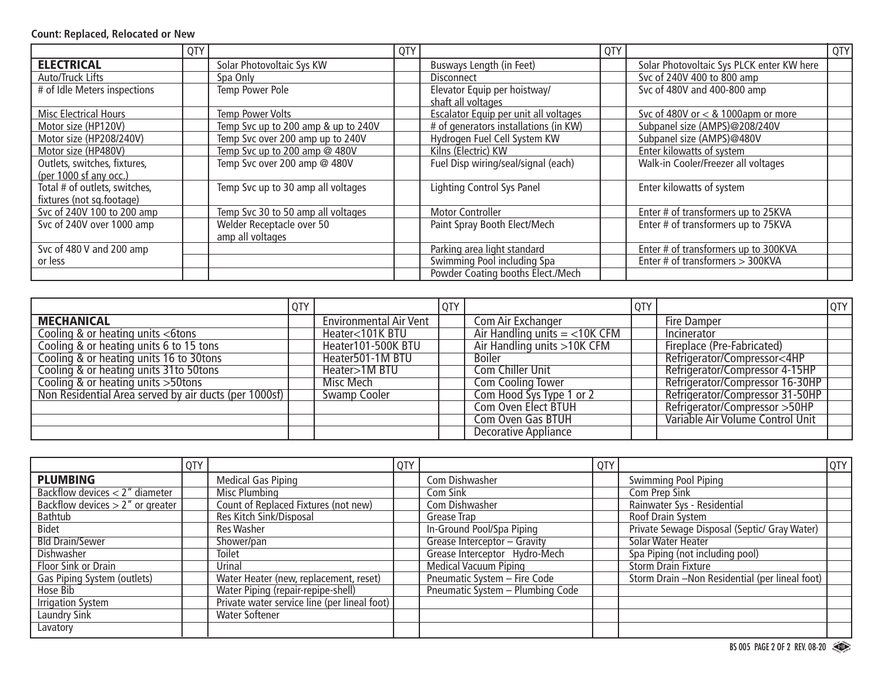**Count: Replaced, Relocated or New**

| | QTY | | QTY | | QTY | | QTY |
|---|---|---|---|---|---|---|---|
| **ELECTRICAL** | | Solar Photovoltaic Sys KW | | Busways Length (in Feet) | | Solar Photovoltaic Sys PLCK enter KW here | |
| Auto/Truck Lifts | | Spa Only | | Disconnect | | Svc of 240V 400 to 800 amp | |
| # of Idle Meters inspections | | Temp Power Pole | | Elevator Equip per hoistway/ shaft all voltages | | Svc of 480V and 400-800 amp | |
| Misc Electrical Hours | | Temp Power Volts | | Escalator Equip per unit all voltages | | Svc of 480V or < & 1000apm or more | |
| Motor size (HP120V) | | Temp Svc up to 200 amp & up to 240V | | # of generators installations (in KW) | | Subpanel size (AMPS)@208/240V | |
| Motor size (HP208/240V) | | Temp Svc over 200 amp up to 240V | | Hydrogen Fuel Cell System KW | | Subpanel size (AMPS)@480V | |
| Motor size (HP480V) | | Temp Svc up to 200 amp @ 480V | | Kilns (Electric) KW | | Enter kilowatts of system | |
| Outlets, switches, fixtures, (per 1000 sf any occ.) | | Temp Svc over 200 amp @ 480V | | Fuel Disp wiring/seal/signal (each) | | Walk-in Cooler/Freezer all voltages | |
| Total # of outlets, switches, fixtures (not sq.footage) | | Temp Svc up to 30 amp all voltages | | Lighting Control Sys Panel | | Enter kilowatts of system | |
| Svc of 240V 100 to 200 amp | | Temp Svc 30 to 50 amp all voltages | | Motor Controller | | Enter # of transformers up to 25KVA | |
| Svc of 240V over 1000 amp | | Welder Receptacle over 50 amp all voltages | | Paint Spray Booth Elect/Mech | | Enter # of transformers up to 75KVA | |
| Svc of 480 V and 200 amp or less | | | | Parking area light standard | | Enter # of transformers up to 300KVA | |
| | | | | Swimming Pool including Spa | | Enter # of transformers > 300KVA | |
| | | | | Powder Coating booths Elect./Mech | | | |

| | QTY | | QTY | | QTY | | QTY |
|---|---|---|---|---|---|---|---|
| **MECHANICAL** | | Environmental Air Vent | | Com Air Exchanger | | Fire Damper | |
| Cooling & or heating units <6tons | | Heater<101K BTU | | Air Handling units = <10K CFM | | Incinerator | |
| Cooling & or heating units 6 to 15 tons | | Heater101-500K BTU | | Air Handling units >10K CFM | | Fireplace (Pre-Fabricated) | |
| Cooling & or heating units 16 to 30tons | | Heater501-1M BTU | | Boiler | | Refrigerator/Compressor<4HP | |
| Cooling & or heating units 31to 50tons | | Heater>1M BTU | | Com Chiller Unit | | Refrigerator/Compressor 4-15HP | |
| Cooling & or heating units >50tons | | Misc Mech | | Com Cooling Tower | | Refrigerator/Compressor 16-30HP | |
| Non Residential Area served by air ducts (per 1000sf) | | Swamp Cooler | | Com Hood Sys Type 1 or 2 | | Refrigerator/Compressor 31-50HP | |
| | | | | Com Oven Elect BTUH | | Refrigerator/Compressor >50HP | |
| | | | | Com Oven Gas BTUH | | Variable Air Volume Control Unit | |
| | | | | Decorative Appliance | | | |

| | QTY | | QTY | | QTY | | QTY |
|---|---|---|---|---|---|---|---|
| **PLUMBING** | | Medical Gas Piping | | Com Dishwasher | | Swimming Pool Piping | |
| Backflow devices < 2" diameter | | Misc Plumbing | | Com Sink | | Com Prep Sink | |
| Backflow devices > 2" or greater | | Count of Replaced Fixtures (not new) | | Com Dishwasher | | Rainwater Sys - Residential | |
| Bathtub | | Res Kitch Sink/Disposal | | Grease Trap | | Roof Drain System | |
| Bidet | | Res Washer | | In-Ground Pool/Spa Piping | | Private Sewage Disposal (Septic/ Gray Water) | |
| Bld Drain/Sewer | | Shower/pan | | Grease Interceptor – Gravity | | Solar Water Heater | |
| Dishwasher | | Toilet | | Grease Interceptor Hydro-Mech | | Spa Piping (not including pool) | |
| Floor Sink or Drain | | Urinal | | Medical Vacuum Piping | | Storm Drain Fixture | |
| Gas Piping System (outlets) | | Water Heater (new, replacement, reset) | | Pneumatic System – Fire Code | | Storm Drain –Non Residential (per lineal foot) | |
| Hose Bib | | Water Piping (repair-repipe-shell) | | Pneumatic System – Plumbing Code | | | |
| Irrigation System | | Private water service line (per lineal foot) | | | | | |
| Laundry Sink | | Water Softener | | | | | |
| Lavatory | | | | | | | |

BS 005 PAGE 2 OF 2 REV. 08-20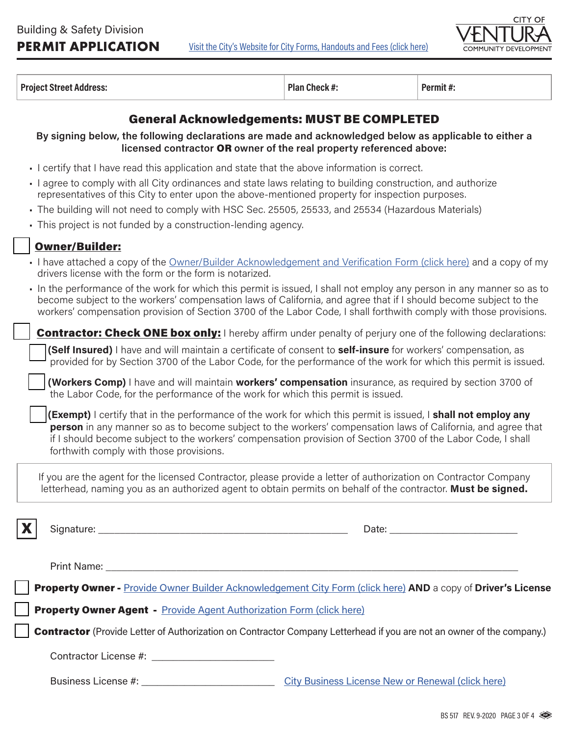Building & Safety Division

# PERMIT APPLICATION

Visit the City's Website for City Forms, Handouts and Fees (click here)

CITY OF VENTURA COMMUNITY DEVELOPMENT

| Project Street Address: | Plan Check #: | Permit #: |
|---|---|---|

## General Acknowledgements: MUST BE COMPLETED

**By signing below, the following declarations are made and acknowledged below as applicable to either a licensed contractor OR owner of the real property referenced above:**

- I certify that I have read this application and state that the above information is correct.
- I agree to comply with all City ordinances and state laws relating to building construction, and authorize representatives of this City to enter upon the above-mentioned property for inspection purposes.
- The building will not need to comply with HSC Sec. 25505, 25533, and 25534 (Hazardous Materials)
- This project is not funded by a construction-lending agency.

☐ **Owner/Builder:**

- I have attached a copy of the Owner/Builder Acknowledgement and Verification Form (click here) and a copy of my drivers license with the form or the form is notarized.
- In the performance of the work for which this permit is issued, I shall not employ any person in any manner so as to become subject to the workers' compensation laws of California, and agree that if I should become subject to the workers' compensation provision of Section 3700 of the Labor Code, I shall forthwith comply with those provisions.

☐ **Contractor: Check ONE box only:** I hereby affirm under penalty of perjury one of the following declarations:

☐ **(Self Insured)** I have and will maintain a certificate of consent to **self-insure** for workers' compensation, as provided for by Section 3700 of the Labor Code, for the performance of the work for which this permit is issued.

☐ **(Workers Comp)** I have and will maintain **workers' compensation** insurance, as required by section 3700 of the Labor Code, for the performance of the work for which this permit is issued.

☐ **(Exempt)** I certify that in the performance of the work for which this permit is issued, I **shall not employ any person** in any manner so as to become subject to the workers' compensation laws of California, and agree that if I should become subject to the workers' compensation provision of Section 3700 of the Labor Code, I shall forthwith comply with those provisions.

If you are the agent for the licensed Contractor, please provide a letter of authorization on Contractor Company letterhead, naming you as an authorized agent to obtain permits on behalf of the contractor. **Must be signed.**

**X** Signature: ______________________________ Date: ____________________

Print Name: ______________________________________________

☐ **Property Owner -** Provide Owner Builder Acknowledgement City Form (click here) **AND** a copy of **Driver's License**

☐ **Property Owner Agent -** Provide Agent Authorization Form (click here)

☐ **Contractor** (Provide Letter of Authorization on Contractor Company Letterhead if you are not an owner of the company.)

Contractor License #: ____________________

Business License #: ____________________ City Business License New or Renewal (click here)

BS 517 REV. 9-2020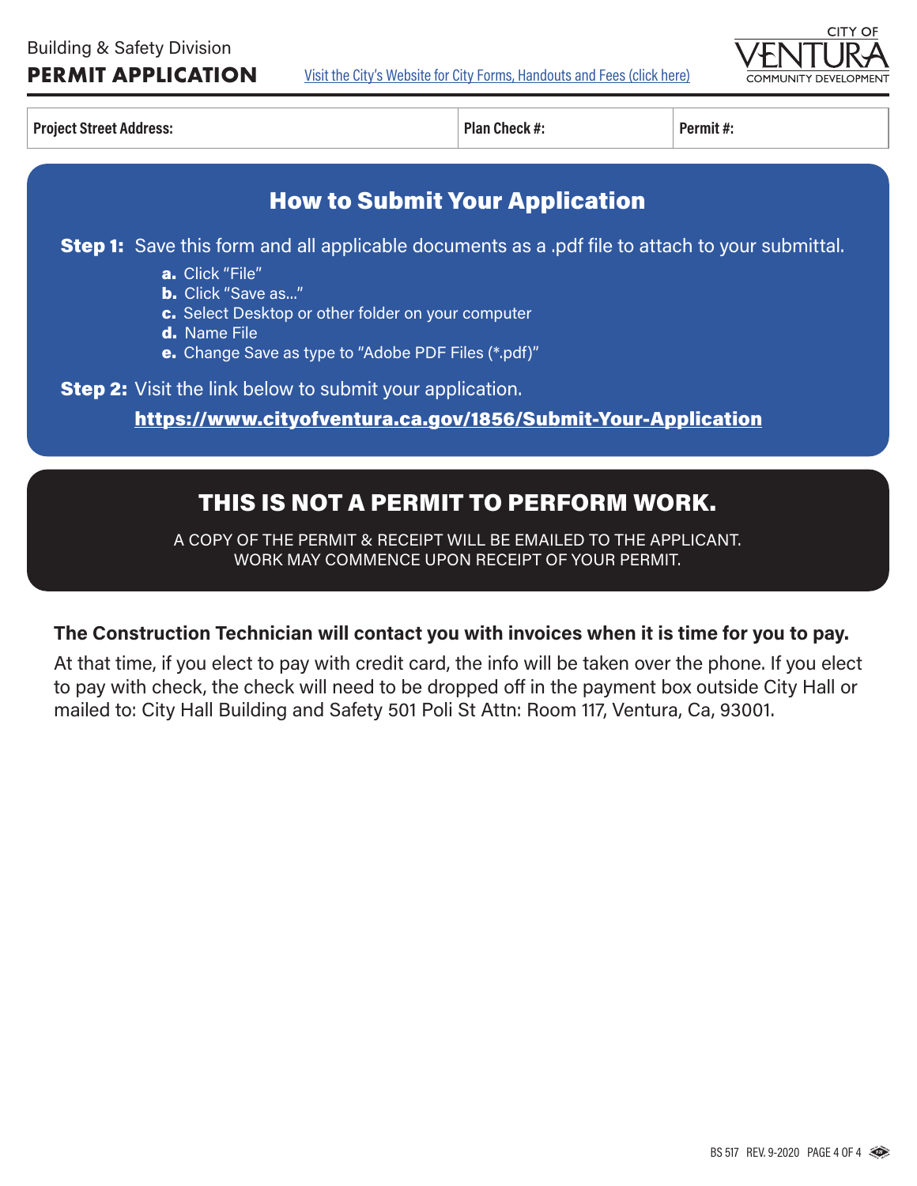Building & Safety Division

# PERMIT APPLICATION

Visit the City's Website for City Forms, Handouts and Fees (click here)

CITY OF VENTURA COMMUNITY DEVELOPMENT

| Project Street Address: | Plan Check #: | Permit #: |
|---|---|---|

## How to Submit Your Application

**Step 1:** Save this form and all applicable documents as a .pdf file to attach to your submittal.

- **a.** Click "File"
- **b.** Click "Save as..."
- **c.** Select Desktop or other folder on your computer
- **d.** Name File
- **e.** Change Save as type to "Adobe PDF Files (*.pdf)"

**Step 2:** Visit the link below to submit your application.

**https://www.cityofventura.ca.gov/1856/Submit-Your-Application**

## THIS IS NOT A PERMIT TO PERFORM WORK.

A COPY OF THE PERMIT & RECEIPT WILL BE EMAILED TO THE APPLICANT.
WORK MAY COMMENCE UPON RECEIPT OF YOUR PERMIT.

**The Construction Technician will contact you with invoices when it is time for you to pay.**

At that time, if you elect to pay with credit card, the info will be taken over the phone. If you elect to pay with check, the check will need to be dropped off in the payment box outside City Hall or mailed to: City Hall Building and Safety 501 Poli St Attn: Room 117, Ventura, Ca, 93001.

BS 517 REV. 9-2020